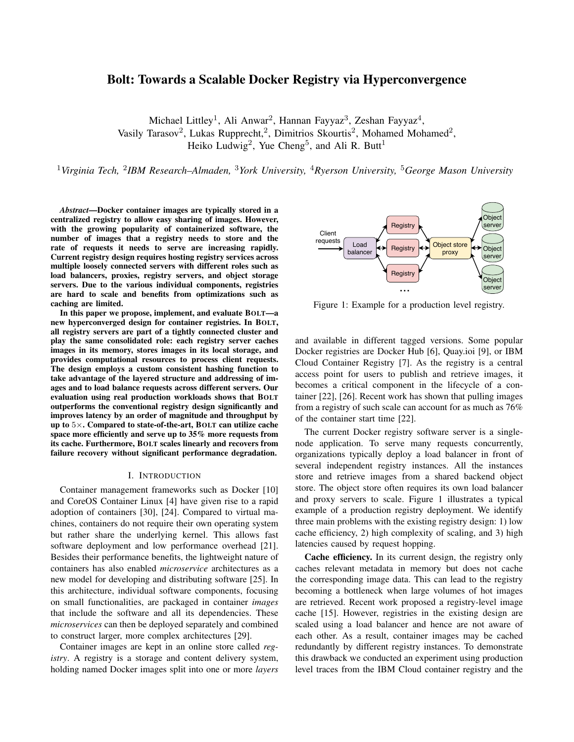# Bolt: Towards a Scalable Docker Registry via Hyperconvergence

Michael Littley[1], Ali Anwar[2], Hannan Fayyaz[3], Zeshan Fayyaz[4], Vasily Tarasov[2], Lukas Rupprecht,[2], Dimitrios Skourtis[2], Mohamed Mohamed[2], Heiko Ludwig[2], Yue Cheng[5], and Ali R. Butt[1]

[1]*Virginia Tech,* [2]*IBM Research–Almaden,* [3]*York University,* [4]*Ryerson University,* [5]*George Mason University*

***Abstract*—Docker container images are typically stored in a centralized registry to allow easy sharing of images. However, with the growing popularity of containerized software, the number of images that a registry needs to store and the rate of requests it needs to serve are increasing rapidly. Current registry design requires hosting registry services across multiple loosely connected servers with different roles such as load balancers, proxies, registry servers, and object storage servers. Due to the various individual components, registries are hard to scale and benefits from optimizations such as caching are limited.**

**In this paper we propose, implement, and evaluate BOLT—a new hyperconverged design for container registries. In BOLT, all registry servers are part of a tightly connected cluster and play the same consolidated role: each registry server caches images in its memory, stores images in its local storage, and provides computational resources to process client requests. The design employs a custom consistent hashing function to take advantage of the layered structure and addressing of images and to load balance requests across different servers. Our evaluation using real production workloads shows that BOLT outperforms the conventional registry design significantly and improves latency by an order of magnitude and throughput by up to 5×. Compared to state-of-the-art, BOLT can utilize cache space more efficiently and serve up to 35% more requests from its cache. Furthermore, BOLT scales linearly and recovers from failure recovery without significant performance degradation.**

## I. INTRODUCTION

Container management frameworks such as Docker [10] and CoreOS Container Linux [4] have given rise to a rapid adoption of containers [30], [24]. Compared to virtual machines, containers do not require their own operating system but rather share the underlying kernel. This allows fast software deployment and low performance overhead [21]. Besides their performance benefits, the lightweight nature of containers has also enabled *microservice* architectures as a new model for developing and distributing software [25]. In this architecture, individual software components, focusing on small functionalities, are packaged in container *images* that include the software and all its dependencies. These *microservices* can then be deployed separately and combined to construct larger, more complex architectures [29].

Container images are kept in an online store called *registry*. A registry is a storage and content delivery system, holding named Docker images split into one or more *layers* and available in different tagged versions. Some popular Docker registries are Docker Hub [6], Quay.ioi [9], or IBM Cloud Container Registry [7]. As the registry is a central access point for users to publish and retrieve images, it becomes a critical component in the lifecycle of a container [22], [26]. Recent work has shown that pulling images from a registry of such scale can account for as much as 76% of the container start time [22].

Client requests
Load balancer
Registry
Registry
Registry
...
Object store proxy
Object server
Object server
Object server

Figure 1: Example for a production level registry.

The current Docker registry software server is a single-node application. To serve many requests concurrently, organizations typically deploy a load balancer in front of several independent registry instances. All the instances store and retrieve images from a shared backend object store. The object store often requires its own load balancer and proxy servers to scale. Figure 1 illustrates a typical example of a production registry deployment. We identify three main problems with the existing registry design: 1) low cache efficiency, 2) high complexity of scaling, and 3) high latencies caused by request hopping.

**Cache efficiency.** In its current design, the registry only caches relevant metadata in memory but does not cache the corresponding image data. This can lead to the registry becoming a bottleneck when large volumes of hot images are retrieved. Recent work proposed a registry-level image cache [15]. However, registries in the existing design are scaled using a load balancer and hence are not aware of each other. As a result, container images may be cached redundantly by different registry instances. To demonstrate this drawback we conducted an experiment using production level traces from the IBM Cloud container registry and the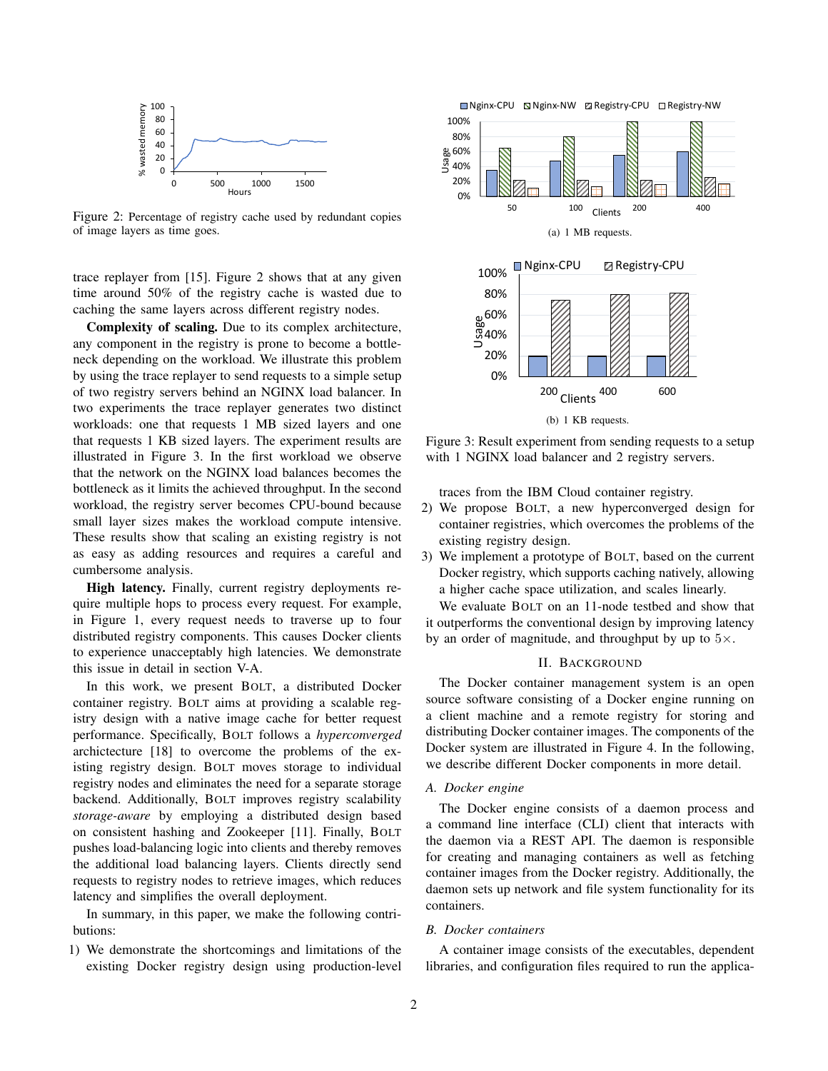100
80
60
40
20
0
% wasted memory
0 500 1000 1500
Hours

Figure 2: Percentage of registry cache used by redundant copies of image layers as time goes.

trace replayer from [15]. Figure 2 shows that at any given time around 50% of the registry cache is wasted due to caching the same layers across different registry nodes.

**Complexity of scaling.** Due to its complex architecture, any component in the registry is prone to become a bottleneck depending on the workload. We illustrate this problem by using the trace replayer to send requests to a simple setup of two registry servers behind an NGINX load balancer. In two experiments the trace replayer generates two distinct workloads: one that requests 1 MB sized layers and one that requests 1 KB sized layers. The experiment results are illustrated in Figure 3. In the first workload we observe that the network on the NGINX load balances becomes the bottleneck as it limits the achieved throughput. In the second workload, the registry server becomes CPU-bound because small layer sizes makes the workload compute intensive. These results show that scaling an existing registry is not as easy as adding resources and requires a careful and cumbersome analysis.

**High latency.** Finally, current registry deployments require multiple hops to process every request. For example, in Figure 1, every request needs to traverse up to four distributed registry components. This causes Docker clients to experience unacceptably high latencies. We demonstrate this issue in detail in section V-A.

In this work, we present BOLT, a distributed Docker container registry. BOLT aims at providing a scalable registry design with a native image cache for better request performance. Specifically, BOLT follows a *hyperconverged* archictecture [18] to overcome the problems of the existing registry design. BOLT moves storage to individual registry nodes and eliminates the need for a separate storage backend. Additionally, BOLT improves registry scalability *storage-aware* by employing a distributed design based on consistent hashing and Zookeeper [11]. Finally, BOLT pushes load-balancing logic into clients and thereby removes the additional load balancing layers. Clients directly send requests to registry nodes to retrieve images, which reduces latency and simplifies the overall deployment.

In summary, in this paper, we make the following contributions:

1) We demonstrate the shortcomings and limitations of the existing Docker registry design using production-level traces from the IBM Cloud container registry.
2) We propose BOLT, a new hyperconverged design for container registries, which overcomes the problems of the existing registry design.
3) We implement a prototype of BOLT, based on the current Docker registry, which supports caching natively, allowing a higher cache space utilization, and scales linearly.

We evaluate BOLT on an 11-node testbed and show that it outperforms the conventional design by improving latency by an order of magnitude, and throughput by up to 5×.

Nginx-CPU  Nginx-NW  Registry-CPU  Registry-NW
100%
80%
60%
40%
20%
0%
Usage
50 100 200 400
Clients

(a) 1 MB requests.

Nginx-CPU  Registry-CPU
100%
80%
60%
40%
20%
0%
Usage
200 400 600
Clients

(b) 1 KB requests.

Figure 3: Result experiment from sending requests to a setup with 1 NGINX load balancer and 2 registry servers.

## II. BACKGROUND

The Docker container management system is an open source software consisting of a Docker engine running on a client machine and a remote registry for storing and distributing Docker container images. The components of the Docker system are illustrated in Figure 4. In the following, we describe different Docker components in more detail.

### A. Docker engine

The Docker engine consists of a daemon process and a command line interface (CLI) client that interacts with the daemon via a REST API. The daemon is responsible for creating and managing containers as well as fetching container images from the Docker registry. Additionally, the daemon sets up network and file system functionality for its containers.

### B. Docker containers

A container image consists of the executables, dependent libraries, and configuration files required to run the applica-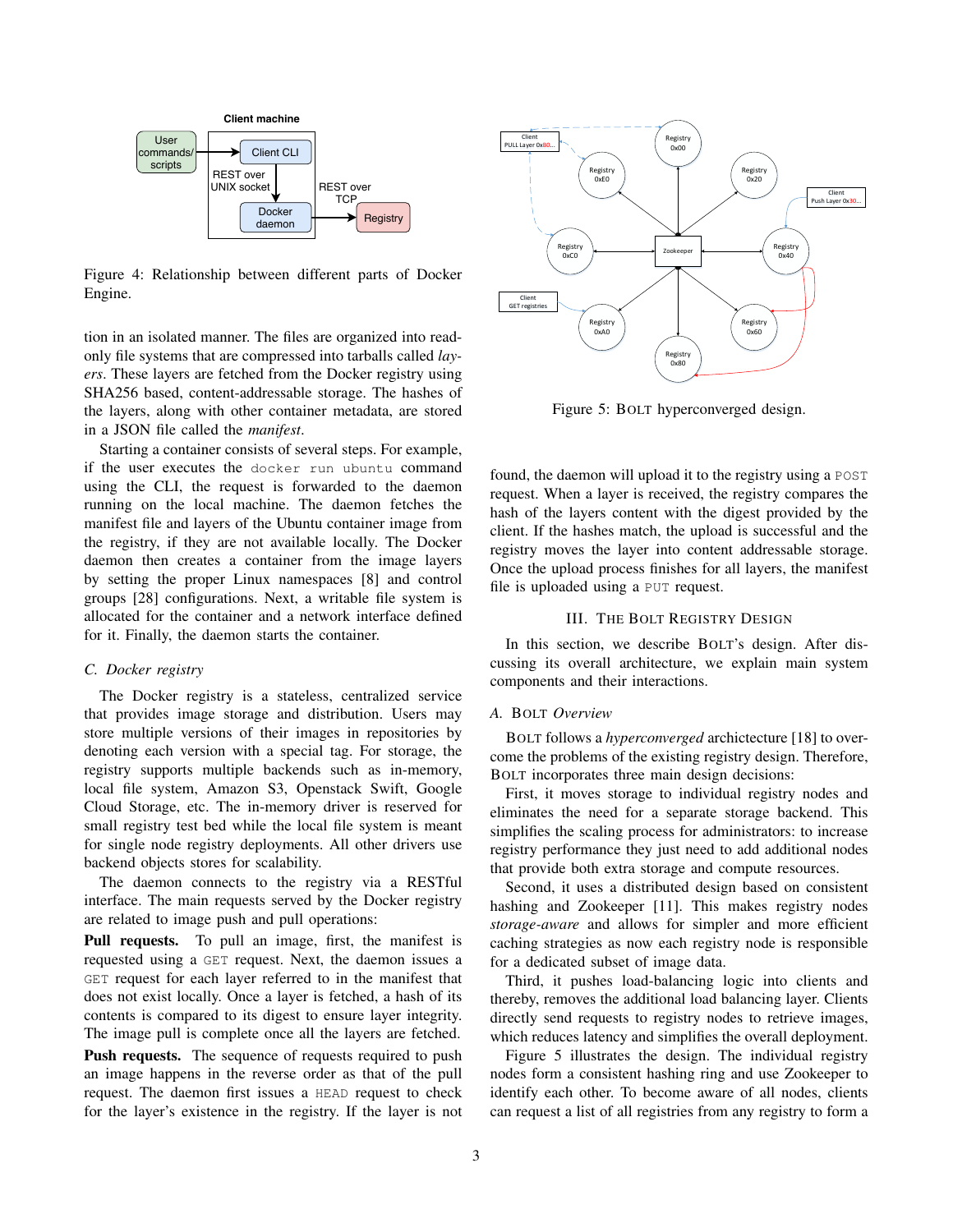Client machine

User commands/ scripts

Client CLI

REST over UNIX socket

REST over TCP

Docker daemon

Registry

Figure 4: Relationship between different parts of Docker Engine.

tion in an isolated manner. The files are organized into read-only file systems that are compressed into tarballs called *layers*. These layers are fetched from the Docker registry using SHA256 based, content-addressable storage. The hashes of the layers, along with other container metadata, are stored in a JSON file called the *manifest*.

Starting a container consists of several steps. For example, if the user executes the `docker run ubuntu` command using the CLI, the request is forwarded to the daemon running on the local machine. The daemon fetches the manifest file and layers of the Ubuntu container image from the registry, if they are not available locally. The Docker daemon then creates a container from the image layers by setting the proper Linux namespaces [8] and control groups [28] configurations. Next, a writable file system is allocated for the container and a network interface defined for it. Finally, the daemon starts the container.

### C. Docker registry

The Docker registry is a stateless, centralized service that provides image storage and distribution. Users may store multiple versions of their images in repositories by denoting each version with a special tag. For storage, the registry supports multiple backends such as in-memory, local file system, Amazon S3, Openstack Swift, Google Cloud Storage, etc. The in-memory driver is reserved for small registry test bed while the local file system is meant for single node registry deployments. All other drivers use backend objects stores for scalability.

The daemon connects to the registry via a RESTful interface. The main requests served by the Docker registry are related to image push and pull operations:

**Pull requests.** To pull an image, first, the manifest is requested using a `GET` request. Next, the daemon issues a `GET` request for each layer referred to in the manifest that does not exist locally. Once a layer is fetched, a hash of its contents is compared to its digest to ensure layer integrity. The image pull is complete once all the layers are fetched.

**Push requests.** The sequence of requests required to push an image happens in the reverse order as that of the pull request. The daemon first issues a `HEAD` request to check for the layer's existence in the registry. If the layer is not found, the daemon will upload it to the registry using a `POST` request. When a layer is received, the registry compares the hash of the layers content with the digest provided by the client. If the hashes match, the upload is successful and the registry moves the layer into content addressable storage. Once the upload process finishes for all layers, the manifest file is uploaded using a `PUT` request.

Client PULL Layer 0x80...

Registry 0x00

Registry 0xE0

Registry 0x20

Client Push Layer 0x30...

Registry 0xC0

Zookeeper

Registry 0x40

Client GET registries

Registry 0xA0

Registry 0x60

Registry 0x80

Figure 5: BOLT hyperconverged design.

## III. The Bolt Registry Design

In this section, we describe BOLT's design. After discussing its overall architecture, we explain main system components and their interactions.

### A. BOLT Overview

BOLT follows a *hyperconverged* archictecture [18] to overcome the problems of the existing registry design. Therefore, BOLT incorporates three main design decisions:

First, it moves storage to individual registry nodes and eliminates the need for a separate storage backend. This simplifies the scaling process for administrators: to increase registry performance they just need to add additional nodes that provide both extra storage and compute resources.

Second, it uses a distributed design based on consistent hashing and Zookeeper [11]. This makes registry nodes *storage-aware* and allows for simpler and more efficient caching strategies as now each registry node is responsible for a dedicated subset of image data.

Third, it pushes load-balancing logic into clients and thereby, removes the additional load balancing layer. Clients directly send requests to registry nodes to retrieve images, which reduces latency and simplifies the overall deployment.

Figure 5 illustrates the design. The individual registry nodes form a consistent hashing ring and use Zookeeper to identify each other. To become aware of all nodes, clients can request a list of all registries from any registry to form a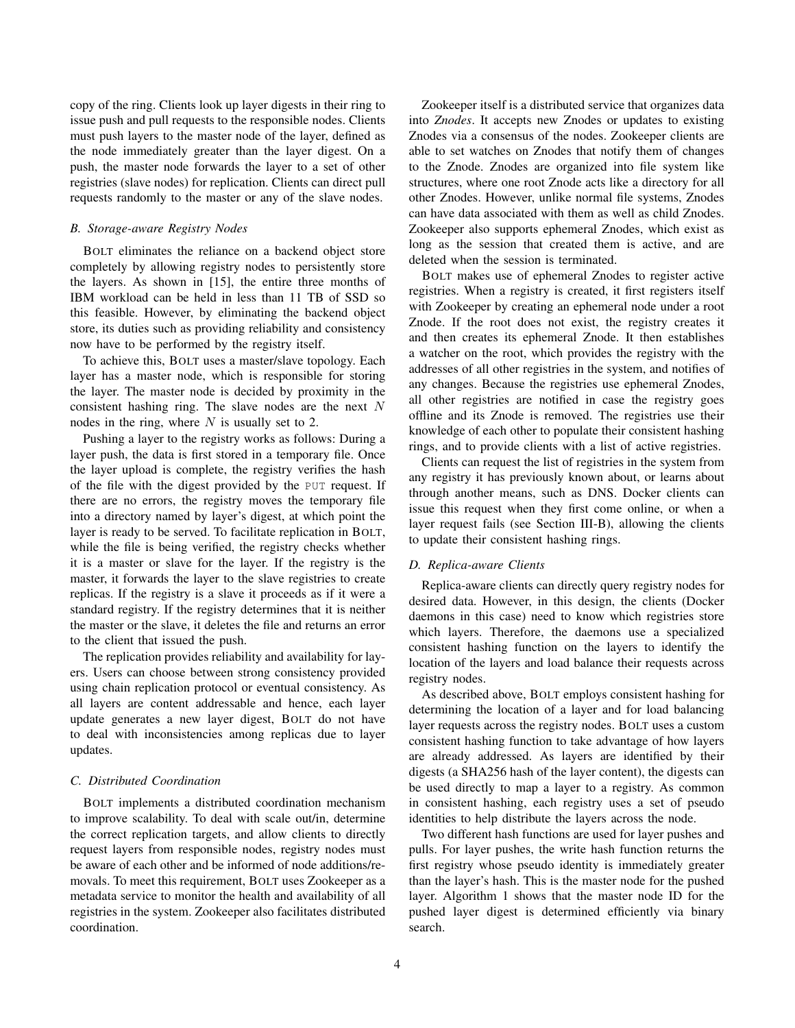copy of the ring. Clients look up layer digests in their ring to issue push and pull requests to the responsible nodes. Clients must push layers to the master node of the layer, defined as the node immediately greater than the layer digest. On a push, the master node forwards the layer to a set of other registries (slave nodes) for replication. Clients can direct pull requests randomly to the master or any of the slave nodes.

### *B. Storage-aware Registry Nodes*

BOLT eliminates the reliance on a backend object store completely by allowing registry nodes to persistently store the layers. As shown in [15], the entire three months of IBM workload can be held in less than 11 TB of SSD so this feasible. However, by eliminating the backend object store, its duties such as providing reliability and consistency now have to be performed by the registry itself.

To achieve this, BOLT uses a master/slave topology. Each layer has a master node, which is responsible for storing the layer. The master node is decided by proximity in the consistent hashing ring. The slave nodes are the next $N$ nodes in the ring, where $N$ is usually set to 2.

Pushing a layer to the registry works as follows: During a layer push, the data is first stored in a temporary file. Once the layer upload is complete, the registry verifies the hash of the file with the digest provided by the `PUT` request. If there are no errors, the registry moves the temporary file into a directory named by layer's digest, at which point the layer is ready to be served. To facilitate replication in BOLT, while the file is being verified, the registry checks whether it is a master or slave for the layer. If the registry is the master, it forwards the layer to the slave registries to create replicas. If the registry is a slave it proceeds as if it were a standard registry. If the registry determines that it is neither the master or the slave, it deletes the file and returns an error to the client that issued the push.

The replication provides reliability and availability for layers. Users can choose between strong consistency provided using chain replication protocol or eventual consistency. As all layers are content addressable and hence, each layer update generates a new layer digest, BOLT do not have to deal with inconsistencies among replicas due to layer updates.

### *C. Distributed Coordination*

BOLT implements a distributed coordination mechanism to improve scalability. To deal with scale out/in, determine the correct replication targets, and allow clients to directly request layers from responsible nodes, registry nodes must be aware of each other and be informed of node additions/removals. To meet this requirement, BOLT uses Zookeeper as a metadata service to monitor the health and availability of all registries in the system. Zookeeper also facilitates distributed coordination.

Zookeeper itself is a distributed service that organizes data into *Znodes*. It accepts new Znodes or updates to existing Znodes via a consensus of the nodes. Zookeeper clients are able to set watches on Znodes that notify them of changes to the Znode. Znodes are organized into file system like structures, where one root Znode acts like a directory for all other Znodes. However, unlike normal file systems, Znodes can have data associated with them as well as child Znodes. Zookeeper also supports ephemeral Znodes, which exist as long as the session that created them is active, and are deleted when the session is terminated.

BOLT makes use of ephemeral Znodes to register active registries. When a registry is created, it first registers itself with Zookeeper by creating an ephemeral node under a root Znode. If the root does not exist, the registry creates it and then creates its ephemeral Znode. It then establishes a watcher on the root, which provides the registry with the addresses of all other registries in the system, and notifies of any changes. Because the registries use ephemeral Znodes, all other registries are notified in case the registry goes offline and its Znode is removed. The registries use their knowledge of each other to populate their consistent hashing rings, and to provide clients with a list of active registries.

Clients can request the list of registries in the system from any registry it has previously known about, or learns about through another means, such as DNS. Docker clients can issue this request when they first come online, or when a layer request fails (see Section III-B), allowing the clients to update their consistent hashing rings.

### *D. Replica-aware Clients*

Replica-aware clients can directly query registry nodes for desired data. However, in this design, the clients (Docker daemons in this case) need to know which registries store which layers. Therefore, the daemons use a specialized consistent hashing function on the layers to identify the location of the layers and load balance their requests across registry nodes.

As described above, BOLT employs consistent hashing for determining the location of a layer and for load balancing layer requests across the registry nodes. BOLT uses a custom consistent hashing function to take advantage of how layers are already addressed. As layers are identified by their digests (a SHA256 hash of the layer content), the digests can be used directly to map a layer to a registry. As common in consistent hashing, each registry uses a set of pseudo identities to help distribute the layers across the node.

Two different hash functions are used for layer pushes and pulls. For layer pushes, the write hash function returns the first registry whose pseudo identity is immediately greater than the layer's hash. This is the master node for the pushed layer. Algorithm 1 shows that the master node ID for the pushed layer digest is determined efficiently via binary search.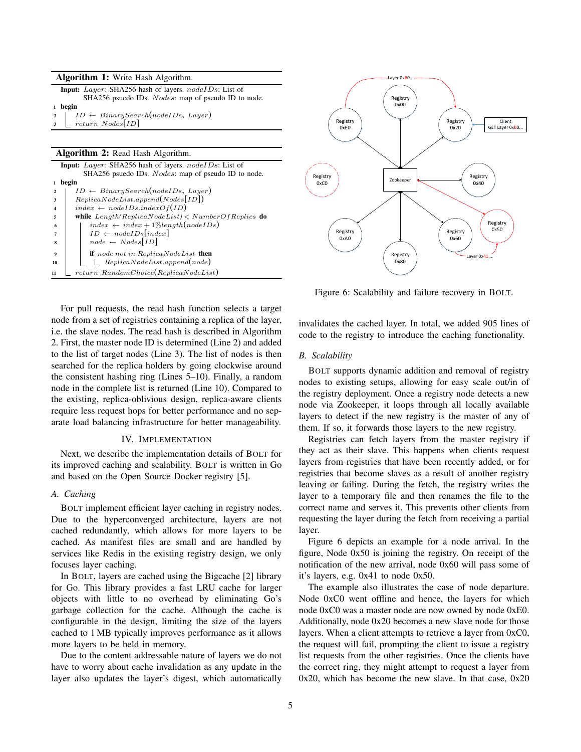**Algorithm 1:** Write Hash Algorithm.

```
Input: Layer: SHA256 hash of layers. nodeIDs: List of
       SHA256 psuedo IDs. Nodes: map of pseudo ID to node.
1 begin
2   ID ← BinarySearch(nodeIDs, Layer)
3   return Nodes[ID]
```

**Algorithm 2:** Read Hash Algorithm.

```
Input: Layer: SHA256 hash of layers. nodeIDs: List of
       SHA256 psuedo IDs. Nodes: map of pseudo ID to node.
1  begin
2    ID ← BinarySearch(nodeIDs, Layer)
3    ReplicaNodeList.append(Nodes[ID])
4    index ← nodeIDs.indexOf(ID)
5    while Length(ReplicaNodeList) < NumberOfReplicas do
6      index ← index + 1%length(nodeIDs)
7      ID ← nodeIDs[index]
8      node ← Nodes[ID]
9      if node not in ReplicaNodeList then
10       ReplicaNodeList.append(node)
11   return RandomChoice(ReplicaNodeList)
```

For pull requests, the read hash function selects a target node from a set of registries containing a replica of the layer, i.e. the slave nodes. The read hash is described in Algorithm 2. First, the master node ID is determined (Line 2) and added to the list of target nodes (Line 3). The list of nodes is then searched for the replica holders by going clockwise around the consistent hashing ring (Lines 5–10). Finally, a random node in the complete list is returned (Line 10). Compared to the existing, replica-oblivious design, replica-aware clients require less request hops for better performance and no separate load balancing infrastructure for better manageability.

## IV. Implementation

Next, we describe the implementation details of BOLT for its improved caching and scalability. BOLT is written in Go and based on the Open Source Docker registry [5].

### A. Caching

BOLT implement efficient layer caching in registry nodes. Due to the hyperconverged architecture, layers are not cached redundantly, which allows for more layers to be cached. As manifest files are small and are handled by services like Redis in the existing registry design, we only focuses layer caching.

In BOLT, layers are cached using the Bigcache [2] library for Go. This library provides a fast LRU cache for larger objects with little to no overhead by eliminating Go's garbage collection for the cache. Although the cache is configurable in the design, limiting the size of the layers cached to 1 MB typically improves performance as it allows more layers to be held in memory.

Due to the content addressable nature of layers we do not have to worry about cache invalidation as any update in the layer also updates the layer's digest, which automatically invalidates the cached layer. In total, we added 905 lines of code to the registry to introduce the caching functionality.

Layer 0xB0...
Registry 0x00
Registry 0xE0
Registry 0x20
Client GET Layer 0xB0...
Registry 0xC0
Zookeeper
Registry 0x40
Registry 0x50
Registry 0xA0
Registry 0x60
Registry 0x80
Layer 0x41...

Figure 6: Scalability and failure recovery in BOLT.

### B. Scalability

BOLT supports dynamic addition and removal of registry nodes to existing setups, allowing for easy scale out/in of the registry deployment. Once a registry node detects a new node via Zookeeper, it loops through all locally available layers to detect if the new registry is the master of any of them. If so, it forwards those layers to the new registry.

Registries can fetch layers from the master registry if they act as their slave. This happens when clients request layers from registries that have been recently added, or for registries that become slaves as a result of another registry leaving or failing. During the fetch, the registry writes the layer to a temporary file and then renames the file to the correct name and serves it. This prevents other clients from requesting the layer during the fetch from receiving a partial layer.

Figure 6 depicts an example for a node arrival. In the figure, Node 0x50 is joining the registry. On receipt of the notification of the new arrival, node 0x60 will pass some of it's layers, e.g. 0x41 to node 0x50.

The example also illustrates the case of node departure. Node 0xC0 went offline and hence, the layers for which node 0xC0 was a master node are now owned by node 0xE0. Additionally, node 0x20 becomes a new slave node for those layers. When a client attempts to retrieve a layer from 0xC0, the request will fail, prompting the client to issue a registry list requests from the other registries. Once the clients have the correct ring, they might attempt to request a layer from 0x20, which has become the new slave. In that case, 0x20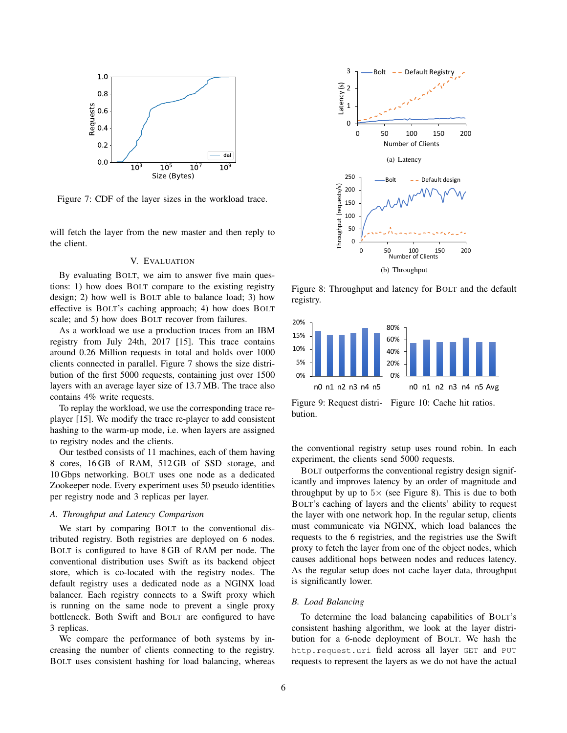1.0

0.8

0.6

0.4

0.2

0.0

Requests

$10^3$ $10^5$ $10^7$ $10^9$

Size (Bytes)

dal

Figure 7: CDF of the layer sizes in the workload trace.

will fetch the layer from the new master and then reply to the client.

## V. Evaluation

By evaluating BOLT, we aim to answer five main questions: 1) how does BOLT compare to the existing registry design; 2) how well is BOLT able to balance load; 3) how effective is BOLT's caching approach; 4) how does BOLT scale; and 5) how does BOLT recover from failures.

As a workload we use a production traces from an IBM registry from July 24th, 2017 [15]. This trace contains around 0.26 Million requests in total and holds over 1000 clients connected in parallel. Figure 7 shows the size distribution of the first 5000 requests, containing just over 1500 layers with an average layer size of 13.7 MB. The trace also contains 4% write requests.

To replay the workload, we use the corresponding trace re-player [15]. We modify the trace re-player to add consistent hashing to the warm-up mode, i.e. when layers are assigned to registry nodes and the clients.

Our testbed consists of 11 machines, each of them having 8 cores, 16 GB of RAM, 512 GB of SSD storage, and 10 Gbps networking. BOLT uses one node as a dedicated Zookeeper node. Every experiment uses 50 pseudo identities per registry node and 3 replicas per layer.

### A. Throughput and Latency Comparison

We start by comparing BOLT to the conventional distributed registry. Both registries are deployed on 6 nodes. BOLT is configured to have 8 GB of RAM per node. The conventional distribution uses Swift as its backend object store, which is co-located with the registry nodes. The default registry uses a dedicated node as a NGINX load balancer. Each registry connects to a Swift proxy which is running on the same node to prevent a single proxy bottleneck. Both Swift and BOLT are configured to have 3 replicas.

We compare the performance of both systems by increasing the number of clients connecting to the registry. BOLT uses consistent hashing for load balancing, whereas

3
2
1
0

Latency (s)

Bolt
Default Registry

0 50 100 150 200

Number of Clients

(a) Latency

250
200
150
100
50
0

Throughput (requests/s)

Bolt
Default design

0 50 100 150 200

Number of Clients

(b) Throughput

Figure 8: Throughput and latency for BOLT and the default registry.

20%
15%
10%
5%
0%

n0 n1 n2 n3 n4 n5

Figure 9: Request distribution.

80%
60%
40%
20%
0%

n0 n1 n2 n3 n4 n5 Avg

Figure 10: Cache hit ratios.

the conventional registry setup uses round robin. In each experiment, the clients send 5000 requests.

BOLT outperforms the conventional registry design significantly and improves latency by an order of magnitude and throughput by up to 5× (see Figure 8). This is due to both BOLT's caching of layers and the clients' ability to request the layer with one network hop. In the regular setup, clients must communicate via NGINX, which load balances the requests to the 6 registries, and the registries use the Swift proxy to fetch the layer from one of the object nodes, which causes additional hops between nodes and reduces latency. As the regular setup does not cache layer data, throughput is significantly lower.

### B. Load Balancing

To determine the load balancing capabilities of BOLT's consistent hashing algorithm, we look at the layer distribution for a 6-node deployment of BOLT. We hash the `http.request.uri` field across all layer `GET` and `PUT` requests to represent the layers as we do not have the actual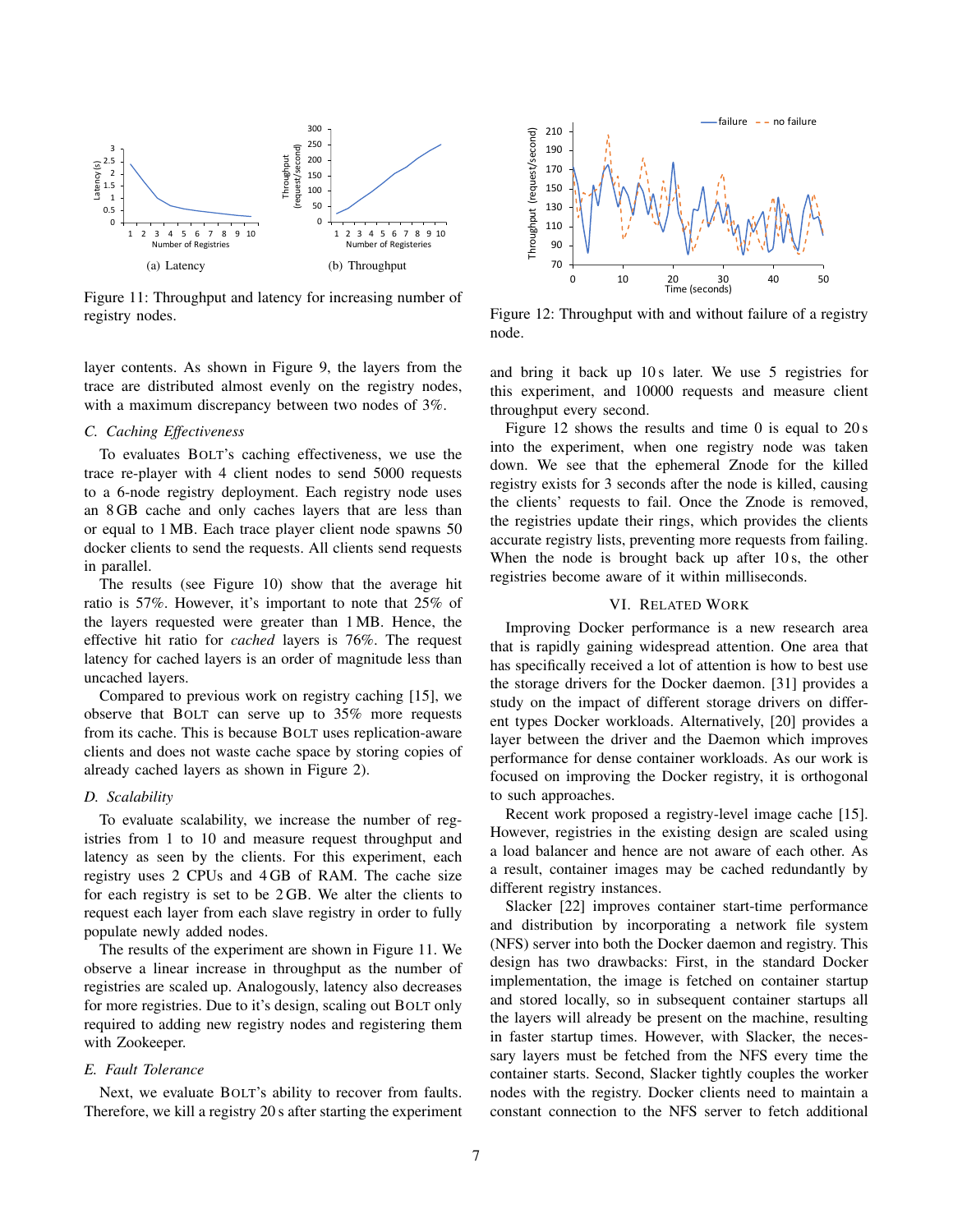Latency (s)

3
2.5
2
1.5
1
0.5
0

1 2 3 4 5 6 7 8 9 10

Number of Registries

(a) Latency

Throughput (request/second)

300
250
200
150
100
50
0

1 2 3 4 5 6 7 8 9 10

Number of Registeries

(b) Throughput

Figure 11: Throughput and latency for increasing number of registry nodes.

failure — no failure

Throughput (request/second)

210
190
170
150
130
110
90
70

0 10 20 30 40 50

Time (seconds)

Figure 12: Throughput with and without failure of a registry node.

layer contents. As shown in Figure 9, the layers from the trace are distributed almost evenly on the registry nodes, with a maximum discrepancy between two nodes of 3%.

### C. Caching Effectiveness

To evaluates BOLT's caching effectiveness, we use the trace re-player with 4 client nodes to send 5000 requests to a 6-node registry deployment. Each registry node uses an 8 GB cache and only caches layers that are less than or equal to 1 MB. Each trace player client node spawns 50 docker clients to send the requests. All clients send requests in parallel.

The results (see Figure 10) show that the average hit ratio is 57%. However, it's important to note that 25% of the layers requested were greater than 1 MB. Hence, the effective hit ratio for *cached* layers is 76%. The request latency for cached layers is an order of magnitude less than uncached layers.

Compared to previous work on registry caching [15], we observe that BOLT can serve up to 35% more requests from its cache. This is because BOLT uses replication-aware clients and does not waste cache space by storing copies of already cached layers as shown in Figure 2).

### D. Scalability

To evaluate scalability, we increase the number of registries from 1 to 10 and measure request throughput and latency as seen by the clients. For this experiment, each registry uses 2 CPUs and 4 GB of RAM. The cache size for each registry is set to be 2 GB. We alter the clients to request each layer from each slave registry in order to fully populate newly added nodes.

The results of the experiment are shown in Figure 11. We observe a linear increase in throughput as the number of registries are scaled up. Analogously, latency also decreases for more registries. Due to it's design, scaling out BOLT only required to adding new registry nodes and registering them with Zookeeper.

### E. Fault Tolerance

Next, we evaluate BOLT's ability to recover from faults. Therefore, we kill a registry 20 s after starting the experiment and bring it back up 10 s later. We use 5 registries for this experiment, and 10000 requests and measure client throughput every second.

Figure 12 shows the results and time 0 is equal to 20 s into the experiment, when one registry node was taken down. We see that the ephemeral Znode for the killed registry exists for 3 seconds after the node is killed, causing the clients' requests to fail. Once the Znode is removed, the registries update their rings, which provides the clients accurate registry lists, preventing more requests from failing. When the node is brought back up after 10 s, the other registries become aware of it within milliseconds.

## VI. Related Work

Improving Docker performance is a new research area that is rapidly gaining widespread attention. One area that has specifically received a lot of attention is how to best use the storage drivers for the Docker daemon. [31] provides a study on the impact of different storage drivers on different types Docker workloads. Alternatively, [20] provides a layer between the driver and the Daemon which improves performance for dense container workloads. As our work is focused on improving the Docker registry, it is orthogonal to such approaches.

Recent work proposed a registry-level image cache [15]. However, registries in the existing design are scaled using a load balancer and hence are not aware of each other. As a result, container images may be cached redundantly by different registry instances.

Slacker [22] improves container start-time performance and distribution by incorporating a network file system (NFS) server into both the Docker daemon and registry. This design has two drawbacks: First, in the standard Docker implementation, the image is fetched on container startup and stored locally, so in subsequent container startups all the layers will already be present on the machine, resulting in faster startup times. However, with Slacker, the necessary layers must be fetched from the NFS every time the container starts. Second, Slacker tightly couples the worker nodes with the registry. Docker clients need to maintain a constant connection to the NFS server to fetch additional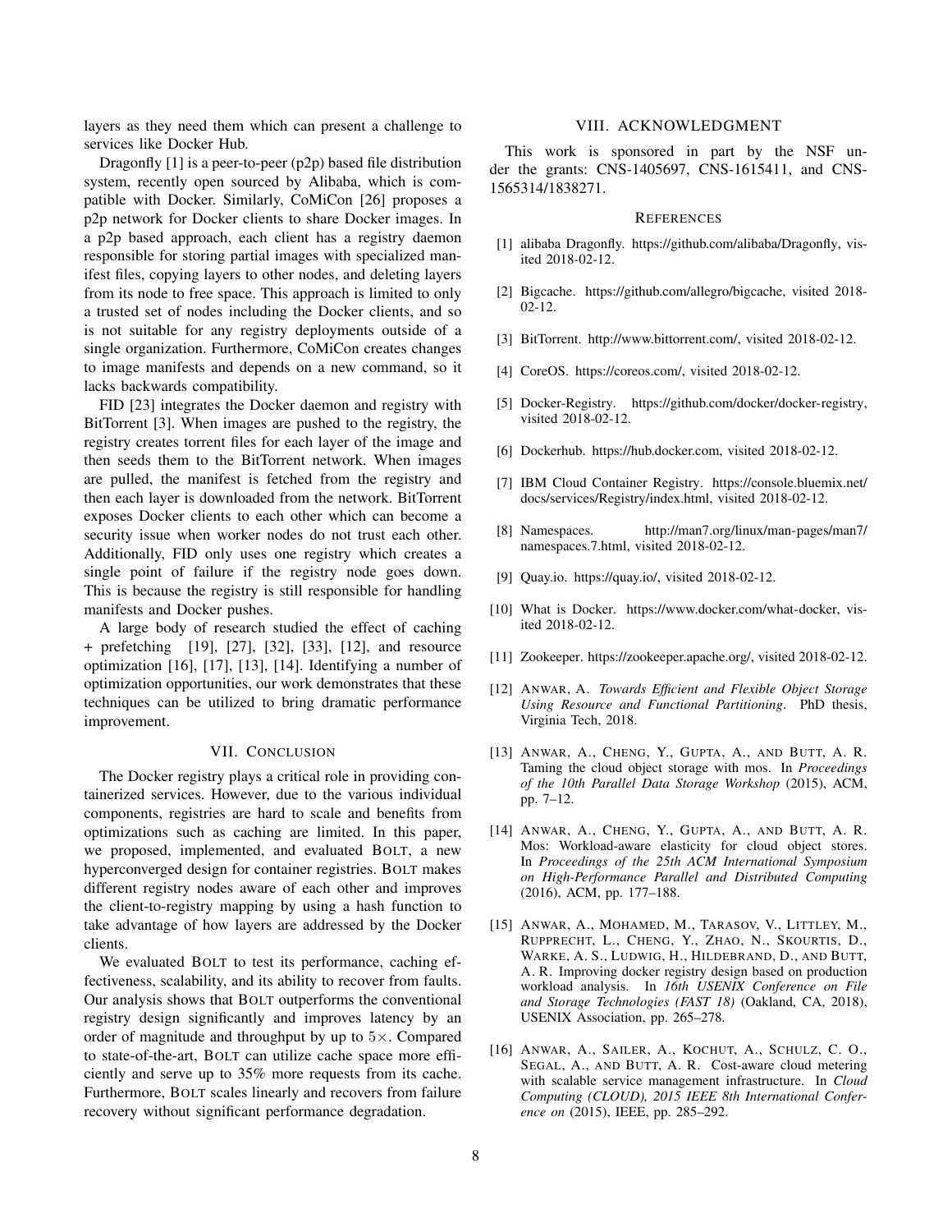layers as they need them which can present a challenge to services like Docker Hub.

Dragonfly [1] is a peer-to-peer (p2p) based file distribution system, recently open sourced by Alibaba, which is compatible with Docker. Similarly, CoMiCon [26] proposes a p2p network for Docker clients to share Docker images. In a p2p based approach, each client has a registry daemon responsible for storing partial images with specialized manifest files, copying layers to other nodes, and deleting layers from its node to free space. This approach is limited to only a trusted set of nodes including the Docker clients, and so is not suitable for any registry deployments outside of a single organization. Furthermore, CoMiCon creates changes to image manifests and depends on a new command, so it lacks backwards compatibility.

FID [23] integrates the Docker daemon and registry with BitTorrent [3]. When images are pushed to the registry, the registry creates torrent files for each layer of the image and then seeds them to the BitTorrent network. When images are pulled, the manifest is fetched from the registry and then each layer is downloaded from the network. BitTorrent exposes Docker clients to each other which can become a security issue when worker nodes do not trust each other. Additionally, FID only uses one registry which creates a single point of failure if the registry node goes down. This is because the registry is still responsible for handling manifests and Docker pushes.

A large body of research studied the effect of caching + prefetching [19], [27], [32], [33], [12], and resource optimization [16], [17], [13], [14]. Identifying a number of optimization opportunities, our work demonstrates that these techniques can be utilized to bring dramatic performance improvement.

## VII. Conclusion

The Docker registry plays a critical role in providing containerized services. However, due to the various individual components, registries are hard to scale and benefits from optimizations such as caching are limited. In this paper, we proposed, implemented, and evaluated BOLT, a new hyperconverged design for container registries. BOLT makes different registry nodes aware of each other and improves the client-to-registry mapping by using a hash function to take advantage of how layers are addressed by the Docker clients.

We evaluated BOLT to test its performance, caching effectiveness, scalability, and its ability to recover from faults. Our analysis shows that BOLT outperforms the conventional registry design significantly and improves latency by an order of magnitude and throughput by up to $5\times$. Compared to state-of-the-art, BOLT can utilize cache space more efficiently and serve up to 35% more requests from its cache. Furthermore, BOLT scales linearly and recovers from failure recovery without significant performance degradation.

## VIII. Acknowledgment

This work is sponsored in part by the NSF under the grants: CNS-1405697, CNS-1615411, and CNS-1565314/1838271.

## References

[1] alibaba Dragonfly. https://github.com/alibaba/Dragonfly, visited 2018-02-12.

[2] Bigcache. https://github.com/allegro/bigcache, visited 2018-02-12.

[3] BitTorrent. http://www.bittorrent.com/, visited 2018-02-12.

[4] CoreOS. https://coreos.com/, visited 2018-02-12.

[5] Docker-Registry. https://github.com/docker/docker-registry, visited 2018-02-12.

[6] Dockerhub. https://hub.docker.com, visited 2018-02-12.

[7] IBM Cloud Container Registry. https://console.bluemix.net/docs/services/Registry/index.html, visited 2018-02-12.

[8] Namespaces. http://man7.org/linux/man-pages/man7/namespaces.7.html, visited 2018-02-12.

[9] Quay.io. https://quay.io/, visited 2018-02-12.

[10] What is Docker. https://www.docker.com/what-docker, visited 2018-02-12.

[11] Zookeeper. https://zookeeper.apache.org/, visited 2018-02-12.

[12] Anwar, A. *Towards Efficient and Flexible Object Storage Using Resource and Functional Partitioning*. PhD thesis, Virginia Tech, 2018.

[13] Anwar, A., Cheng, Y., Gupta, A., and Butt, A. R. Taming the cloud object storage with mos. In *Proceedings of the 10th Parallel Data Storage Workshop* (2015), ACM, pp. 7–12.

[14] Anwar, A., Cheng, Y., Gupta, A., and Butt, A. R. Mos: Workload-aware elasticity for cloud object stores. In *Proceedings of the 25th ACM International Symposium on High-Performance Parallel and Distributed Computing* (2016), ACM, pp. 177–188.

[15] Anwar, A., Mohamed, M., Tarasov, V., Littley, M., Rupprecht, L., Cheng, Y., Zhao, N., Skourtis, D., Warke, A. S., Ludwig, H., Hildebrand, D., and Butt, A. R. Improving docker registry design based on production workload analysis. In *16th USENIX Conference on File and Storage Technologies (FAST 18)* (Oakland, CA, 2018), USENIX Association, pp. 265–278.

[16] Anwar, A., Sailer, A., Kochut, A., Schulz, C. O., Segal, A., and Butt, A. R. Cost-aware cloud metering with scalable service management infrastructure. In *Cloud Computing (CLOUD), 2015 IEEE 8th International Conference on* (2015), IEEE, pp. 285–292.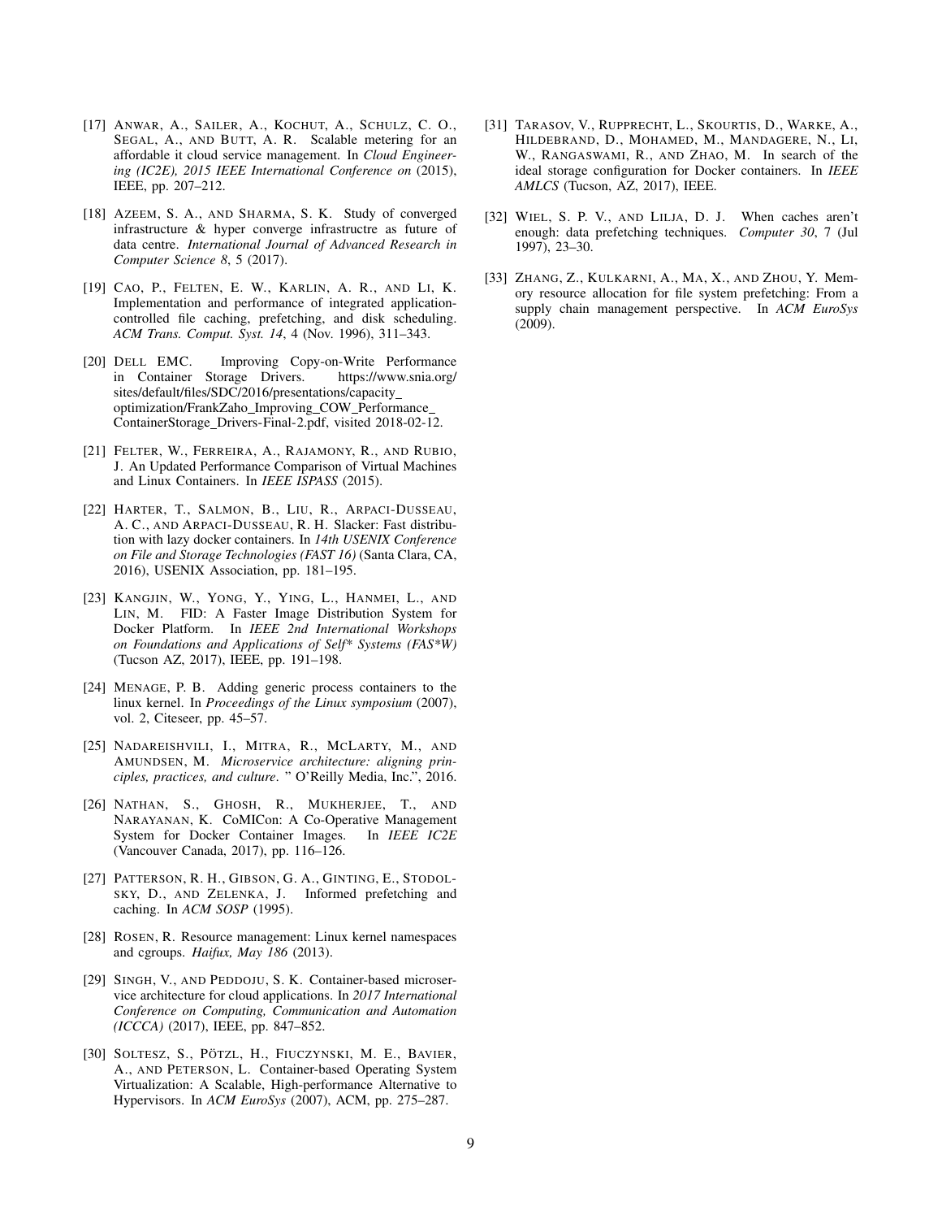[17] Anwar, A., Sailer, A., Kochut, A., Schulz, C. O., Segal, A., and Butt, A. R. Scalable metering for an affordable it cloud service management. In *Cloud Engineering (IC2E), 2015 IEEE International Conference on* (2015), IEEE, pp. 207–212.

[18] Azeem, S. A., and Sharma, S. K. Study of converged infrastructure & hyper converge infrastructre as future of data centre. *International Journal of Advanced Research in Computer Science 8*, 5 (2017).

[19] Cao, P., Felten, E. W., Karlin, A. R., and Li, K. Implementation and performance of integrated application-controlled file caching, prefetching, and disk scheduling. *ACM Trans. Comput. Syst. 14*, 4 (Nov. 1996), 311–343.

[20] Dell EMC. Improving Copy-on-Write Performance in Container Storage Drivers. https://www.snia.org/sites/default/files/SDC/2016/presentations/capacity_optimization/FrankZaho_Improving_COW_Performance_ContainerStorage_Drivers-Final-2.pdf, visited 2018-02-12.

[21] Felter, W., Ferreira, A., Rajamony, R., and Rubio, J. An Updated Performance Comparison of Virtual Machines and Linux Containers. In *IEEE ISPASS* (2015).

[22] Harter, T., Salmon, B., Liu, R., Arpaci-Dusseau, A. C., and Arpaci-Dusseau, R. H. Slacker: Fast distribution with lazy docker containers. In *14th USENIX Conference on File and Storage Technologies (FAST 16)* (Santa Clara, CA, 2016), USENIX Association, pp. 181–195.

[23] Kangjin, W., Yong, Y., Ying, L., Hanmei, L., and Lin, M. FID: A Faster Image Distribution System for Docker Platform. In *IEEE 2nd International Workshops on Foundations and Applications of Self\* Systems (FAS\*W)* (Tucson AZ, 2017), IEEE, pp. 191–198.

[24] Menage, P. B. Adding generic process containers to the linux kernel. In *Proceedings of the Linux symposium* (2007), vol. 2, Citeseer, pp. 45–57.

[25] Nadareishvili, I., Mitra, R., McLarty, M., and Amundsen, M. *Microservice architecture: aligning principles, practices, and culture*. " O'Reilly Media, Inc.", 2016.

[26] Nathan, S., Ghosh, R., Mukherjee, T., and Narayanan, K. CoMICon: A Co-Operative Management System for Docker Container Images. In *IEEE IC2E* (Vancouver Canada, 2017), pp. 116–126.

[27] Patterson, R. H., Gibson, G. A., Ginting, E., Stodolsky, D., and Zelenka, J. Informed prefetching and caching. In *ACM SOSP* (1995).

[28] Rosen, R. Resource management: Linux kernel namespaces and cgroups. *Haifux, May 186* (2013).

[29] Singh, V., and Peddoju, S. K. Container-based microservice architecture for cloud applications. In *2017 International Conference on Computing, Communication and Automation (ICCCA)* (2017), IEEE, pp. 847–852.

[30] Soltesz, S., Pötzl, H., Fiuczynski, M. E., Bavier, A., and Peterson, L. Container-based Operating System Virtualization: A Scalable, High-performance Alternative to Hypervisors. In *ACM EuroSys* (2007), ACM, pp. 275–287.

[31] Tarasov, V., Rupprecht, L., Skourtis, D., Warke, A., Hildebrand, D., Mohamed, M., Mandagere, N., Li, W., Rangaswami, R., and Zhao, M. In search of the ideal storage configuration for Docker containers. In *IEEE AMLCS* (Tucson, AZ, 2017), IEEE.

[32] Wiel, S. P. V., and Lilja, D. J. When caches aren't enough: data prefetching techniques. *Computer 30*, 7 (Jul 1997), 23–30.

[33] Zhang, Z., Kulkarni, A., Ma, X., and Zhou, Y. Memory resource allocation for file system prefetching: From a supply chain management perspective. In *ACM EuroSys* (2009).